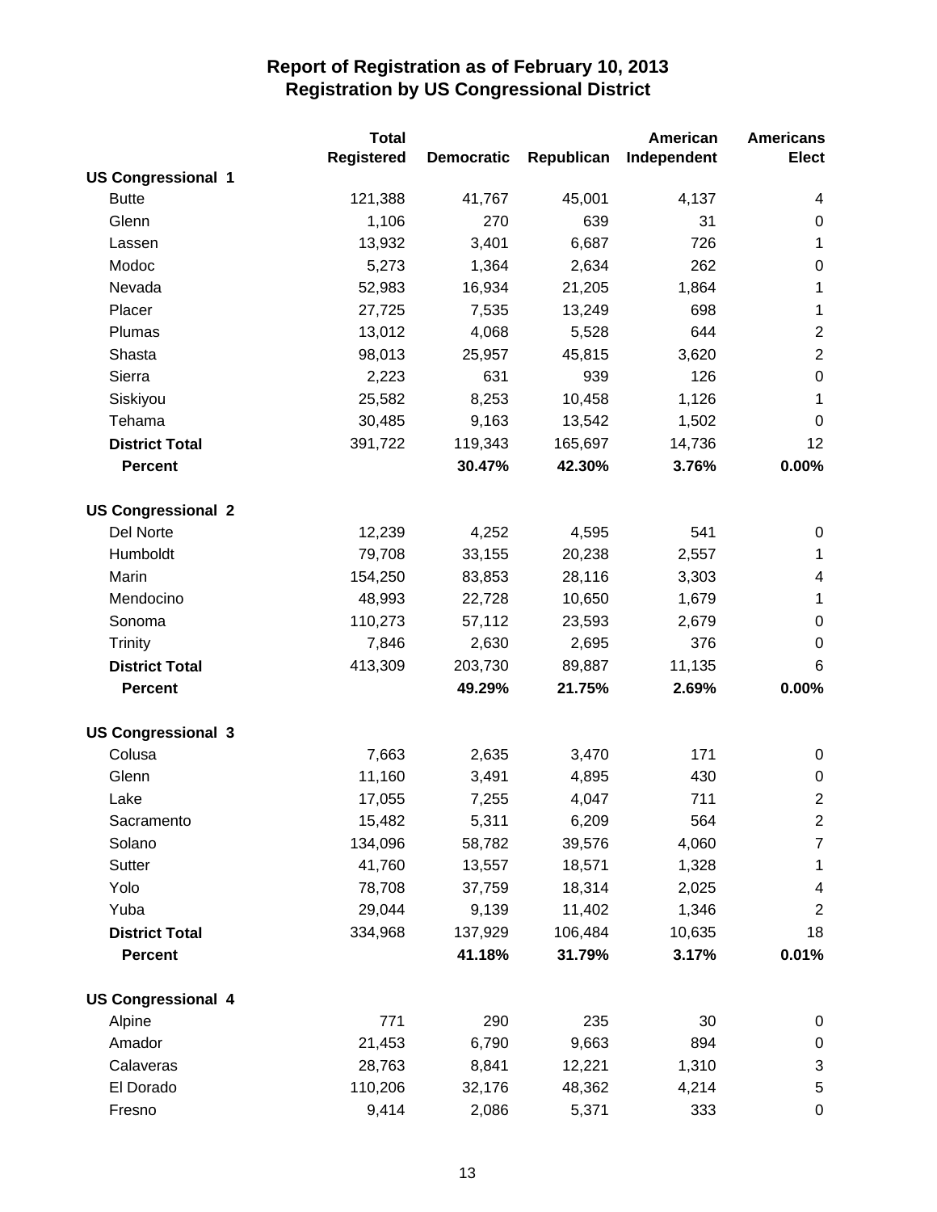# Report of Registration as of February 10, 2013
## Registration by US Congressional District

| | Total Registered | Democratic | Republican | American Independent | Americans Elect |
|---|---|---|---|---|---|
| **US Congressional 1** | | | | | |
| Butte | 121,388 | 41,767 | 45,001 | 4,137 | 4 |
| Glenn | 1,106 | 270 | 639 | 31 | 0 |
| Lassen | 13,932 | 3,401 | 6,687 | 726 | 1 |
| Modoc | 5,273 | 1,364 | 2,634 | 262 | 0 |
| Nevada | 52,983 | 16,934 | 21,205 | 1,864 | 1 |
| Placer | 27,725 | 7,535 | 13,249 | 698 | 1 |
| Plumas | 13,012 | 4,068 | 5,528 | 644 | 2 |
| Shasta | 98,013 | 25,957 | 45,815 | 3,620 | 2 |
| Sierra | 2,223 | 631 | 939 | 126 | 0 |
| Siskiyou | 25,582 | 8,253 | 10,458 | 1,126 | 1 |
| Tehama | 30,485 | 9,163 | 13,542 | 1,502 | 0 |
| **District Total** | 391,722 | 119,343 | 165,697 | 14,736 | 12 |
| **Percent** | | **30.47%** | **42.30%** | **3.76%** | **0.00%** |
| **US Congressional 2** | | | | | |
| Del Norte | 12,239 | 4,252 | 4,595 | 541 | 0 |
| Humboldt | 79,708 | 33,155 | 20,238 | 2,557 | 1 |
| Marin | 154,250 | 83,853 | 28,116 | 3,303 | 4 |
| Mendocino | 48,993 | 22,728 | 10,650 | 1,679 | 1 |
| Sonoma | 110,273 | 57,112 | 23,593 | 2,679 | 0 |
| Trinity | 7,846 | 2,630 | 2,695 | 376 | 0 |
| **District Total** | 413,309 | 203,730 | 89,887 | 11,135 | 6 |
| **Percent** | | **49.29%** | **21.75%** | **2.69%** | **0.00%** |
| **US Congressional 3** | | | | | |
| Colusa | 7,663 | 2,635 | 3,470 | 171 | 0 |
| Glenn | 11,160 | 3,491 | 4,895 | 430 | 0 |
| Lake | 17,055 | 7,255 | 4,047 | 711 | 2 |
| Sacramento | 15,482 | 5,311 | 6,209 | 564 | 2 |
| Solano | 134,096 | 58,782 | 39,576 | 4,060 | 7 |
| Sutter | 41,760 | 13,557 | 18,571 | 1,328 | 1 |
| Yolo | 78,708 | 37,759 | 18,314 | 2,025 | 4 |
| Yuba | 29,044 | 9,139 | 11,402 | 1,346 | 2 |
| **District Total** | 334,968 | 137,929 | 106,484 | 10,635 | 18 |
| **Percent** | | **41.18%** | **31.79%** | **3.17%** | **0.01%** |
| **US Congressional 4** | | | | | |
| Alpine | 771 | 290 | 235 | 30 | 0 |
| Amador | 21,453 | 6,790 | 9,663 | 894 | 0 |
| Calaveras | 28,763 | 8,841 | 12,221 | 1,310 | 3 |
| El Dorado | 110,206 | 32,176 | 48,362 | 4,214 | 5 |
| Fresno | 9,414 | 2,086 | 5,371 | 333 | 0 |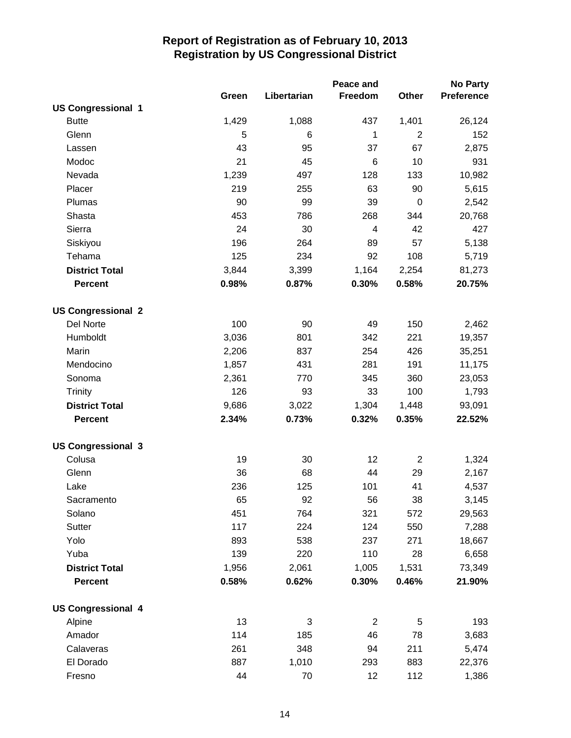# Report of Registration as of February 10, 2013
## Registration by US Congressional District

| | Green | Libertarian | Peace and Freedom | Other | No Party Preference |
|---|---|---|---|---|---|
| **US Congressional 1** | | | | | |
| Butte | 1,429 | 1,088 | 437 | 1,401 | 26,124 |
| Glenn | 5 | 6 | 1 | 2 | 152 |
| Lassen | 43 | 95 | 37 | 67 | 2,875 |
| Modoc | 21 | 45 | 6 | 10 | 931 |
| Nevada | 1,239 | 497 | 128 | 133 | 10,982 |
| Placer | 219 | 255 | 63 | 90 | 5,615 |
| Plumas | 90 | 99 | 39 | 0 | 2,542 |
| Shasta | 453 | 786 | 268 | 344 | 20,768 |
| Sierra | 24 | 30 | 4 | 42 | 427 |
| Siskiyou | 196 | 264 | 89 | 57 | 5,138 |
| Tehama | 125 | 234 | 92 | 108 | 5,719 |
| **District Total** | 3,844 | 3,399 | 1,164 | 2,254 | 81,273 |
| **Percent** | **0.98%** | **0.87%** | **0.30%** | **0.58%** | **20.75%** |
| **US Congressional 2** | | | | | |
| Del Norte | 100 | 90 | 49 | 150 | 2,462 |
| Humboldt | 3,036 | 801 | 342 | 221 | 19,357 |
| Marin | 2,206 | 837 | 254 | 426 | 35,251 |
| Mendocino | 1,857 | 431 | 281 | 191 | 11,175 |
| Sonoma | 2,361 | 770 | 345 | 360 | 23,053 |
| Trinity | 126 | 93 | 33 | 100 | 1,793 |
| **District Total** | 9,686 | 3,022 | 1,304 | 1,448 | 93,091 |
| **Percent** | **2.34%** | **0.73%** | **0.32%** | **0.35%** | **22.52%** |
| **US Congressional 3** | | | | | |
| Colusa | 19 | 30 | 12 | 2 | 1,324 |
| Glenn | 36 | 68 | 44 | 29 | 2,167 |
| Lake | 236 | 125 | 101 | 41 | 4,537 |
| Sacramento | 65 | 92 | 56 | 38 | 3,145 |
| Solano | 451 | 764 | 321 | 572 | 29,563 |
| Sutter | 117 | 224 | 124 | 550 | 7,288 |
| Yolo | 893 | 538 | 237 | 271 | 18,667 |
| Yuba | 139 | 220 | 110 | 28 | 6,658 |
| **District Total** | 1,956 | 2,061 | 1,005 | 1,531 | 73,349 |
| **Percent** | **0.58%** | **0.62%** | **0.30%** | **0.46%** | **21.90%** |
| **US Congressional 4** | | | | | |
| Alpine | 13 | 3 | 2 | 5 | 193 |
| Amador | 114 | 185 | 46 | 78 | 3,683 |
| Calaveras | 261 | 348 | 94 | 211 | 5,474 |
| El Dorado | 887 | 1,010 | 293 | 883 | 22,376 |
| Fresno | 44 | 70 | 12 | 112 | 1,386 |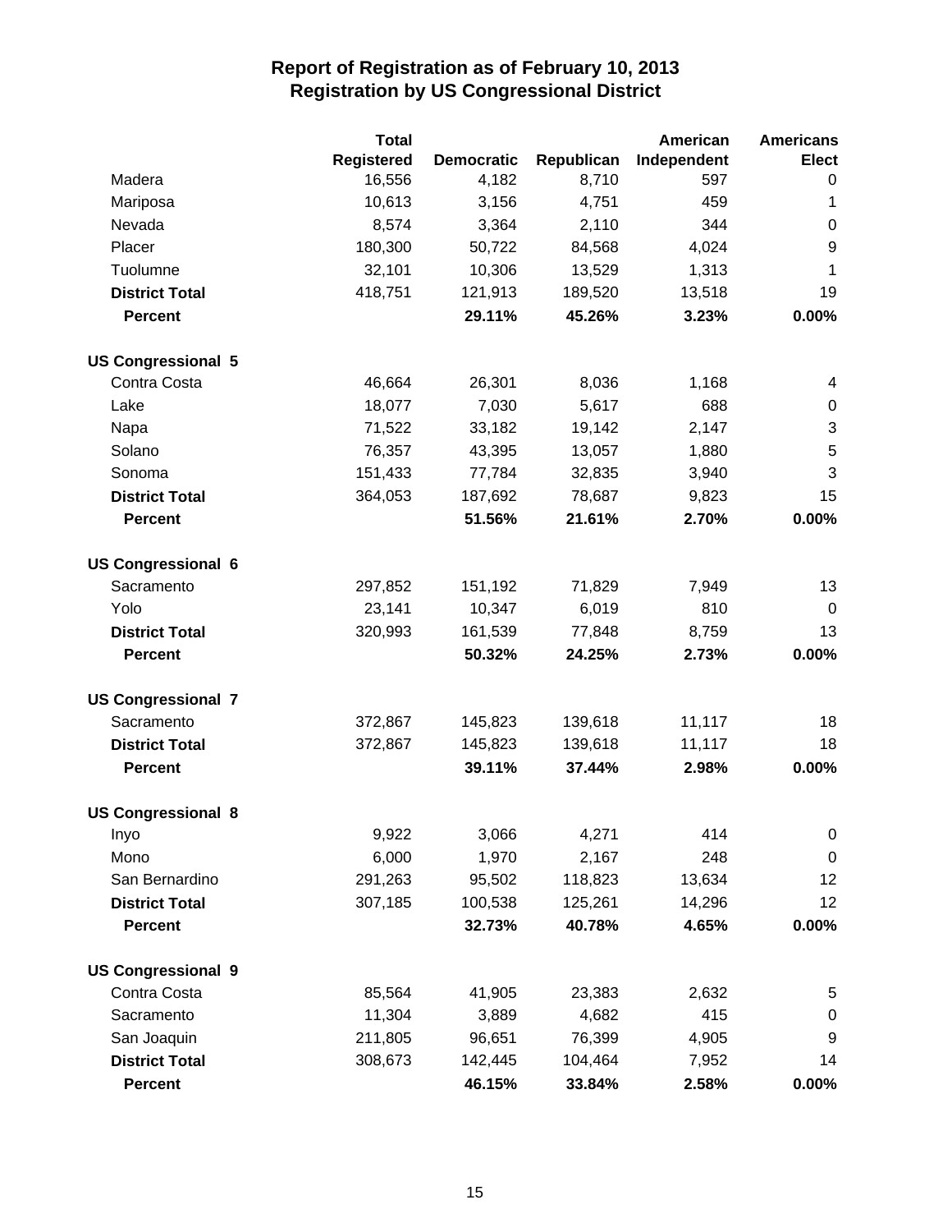# Report of Registration as of February 10, 2013
## Registration by US Congressional District

| | Total Registered | Democratic | Republican | American Independent | Americans Elect |
|---|---|---|---|---|---|
| Madera | 16,556 | 4,182 | 8,710 | 597 | 0 |
| Mariposa | 10,613 | 3,156 | 4,751 | 459 | 1 |
| Nevada | 8,574 | 3,364 | 2,110 | 344 | 0 |
| Placer | 180,300 | 50,722 | 84,568 | 4,024 | 9 |
| Tuolumne | 32,101 | 10,306 | 13,529 | 1,313 | 1 |
| **District Total** | 418,751 | 121,913 | 189,520 | 13,518 | 19 |
| **Percent** | | **29.11%** | **45.26%** | **3.23%** | **0.00%** |
| **US Congressional 5** | | | | | |
| Contra Costa | 46,664 | 26,301 | 8,036 | 1,168 | 4 |
| Lake | 18,077 | 7,030 | 5,617 | 688 | 0 |
| Napa | 71,522 | 33,182 | 19,142 | 2,147 | 3 |
| Solano | 76,357 | 43,395 | 13,057 | 1,880 | 5 |
| Sonoma | 151,433 | 77,784 | 32,835 | 3,940 | 3 |
| **District Total** | 364,053 | 187,692 | 78,687 | 9,823 | 15 |
| **Percent** | | **51.56%** | **21.61%** | **2.70%** | **0.00%** |
| **US Congressional 6** | | | | | |
| Sacramento | 297,852 | 151,192 | 71,829 | 7,949 | 13 |
| Yolo | 23,141 | 10,347 | 6,019 | 810 | 0 |
| **District Total** | 320,993 | 161,539 | 77,848 | 8,759 | 13 |
| **Percent** | | **50.32%** | **24.25%** | **2.73%** | **0.00%** |
| **US Congressional 7** | | | | | |
| Sacramento | 372,867 | 145,823 | 139,618 | 11,117 | 18 |
| **District Total** | 372,867 | 145,823 | 139,618 | 11,117 | 18 |
| **Percent** | | **39.11%** | **37.44%** | **2.98%** | **0.00%** |
| **US Congressional 8** | | | | | |
| Inyo | 9,922 | 3,066 | 4,271 | 414 | 0 |
| Mono | 6,000 | 1,970 | 2,167 | 248 | 0 |
| San Bernardino | 291,263 | 95,502 | 118,823 | 13,634 | 12 |
| **District Total** | 307,185 | 100,538 | 125,261 | 14,296 | 12 |
| **Percent** | | **32.73%** | **40.78%** | **4.65%** | **0.00%** |
| **US Congressional 9** | | | | | |
| Contra Costa | 85,564 | 41,905 | 23,383 | 2,632 | 5 |
| Sacramento | 11,304 | 3,889 | 4,682 | 415 | 0 |
| San Joaquin | 211,805 | 96,651 | 76,399 | 4,905 | 9 |
| **District Total** | 308,673 | 142,445 | 104,464 | 7,952 | 14 |
| **Percent** | | **46.15%** | **33.84%** | **2.58%** | **0.00%** |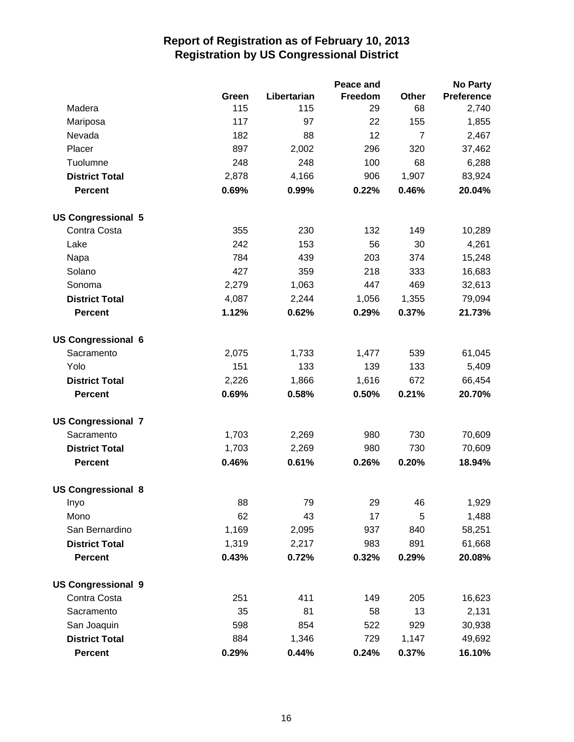# Report of Registration as of February 10, 2013
## Registration by US Congressional District

| | Green | Libertarian | Peace and Freedom | Other | No Party Preference |
|---|---|---|---|---|---|
| Madera | 115 | 115 | 29 | 68 | 2,740 |
| Mariposa | 117 | 97 | 22 | 155 | 1,855 |
| Nevada | 182 | 88 | 12 | 7 | 2,467 |
| Placer | 897 | 2,002 | 296 | 320 | 37,462 |
| Tuolumne | 248 | 248 | 100 | 68 | 6,288 |
| **District Total** | 2,878 | 4,166 | 906 | 1,907 | 83,924 |
| **Percent** | **0.69%** | **0.99%** | **0.22%** | **0.46%** | **20.04%** |
| **US Congressional 5** | | | | | |
| Contra Costa | 355 | 230 | 132 | 149 | 10,289 |
| Lake | 242 | 153 | 56 | 30 | 4,261 |
| Napa | 784 | 439 | 203 | 374 | 15,248 |
| Solano | 427 | 359 | 218 | 333 | 16,683 |
| Sonoma | 2,279 | 1,063 | 447 | 469 | 32,613 |
| **District Total** | 4,087 | 2,244 | 1,056 | 1,355 | 79,094 |
| **Percent** | **1.12%** | **0.62%** | **0.29%** | **0.37%** | **21.73%** |
| **US Congressional 6** | | | | | |
| Sacramento | 2,075 | 1,733 | 1,477 | 539 | 61,045 |
| Yolo | 151 | 133 | 139 | 133 | 5,409 |
| **District Total** | 2,226 | 1,866 | 1,616 | 672 | 66,454 |
| **Percent** | **0.69%** | **0.58%** | **0.50%** | **0.21%** | **20.70%** |
| **US Congressional 7** | | | | | |
| Sacramento | 1,703 | 2,269 | 980 | 730 | 70,609 |
| **District Total** | 1,703 | 2,269 | 980 | 730 | 70,609 |
| **Percent** | **0.46%** | **0.61%** | **0.26%** | **0.20%** | **18.94%** |
| **US Congressional 8** | | | | | |
| Inyo | 88 | 79 | 29 | 46 | 1,929 |
| Mono | 62 | 43 | 17 | 5 | 1,488 |
| San Bernardino | 1,169 | 2,095 | 937 | 840 | 58,251 |
| **District Total** | 1,319 | 2,217 | 983 | 891 | 61,668 |
| **Percent** | **0.43%** | **0.72%** | **0.32%** | **0.29%** | **20.08%** |
| **US Congressional 9** | | | | | |
| Contra Costa | 251 | 411 | 149 | 205 | 16,623 |
| Sacramento | 35 | 81 | 58 | 13 | 2,131 |
| San Joaquin | 598 | 854 | 522 | 929 | 30,938 |
| **District Total** | 884 | 1,346 | 729 | 1,147 | 49,692 |
| **Percent** | **0.29%** | **0.44%** | **0.24%** | **0.37%** | **16.10%** |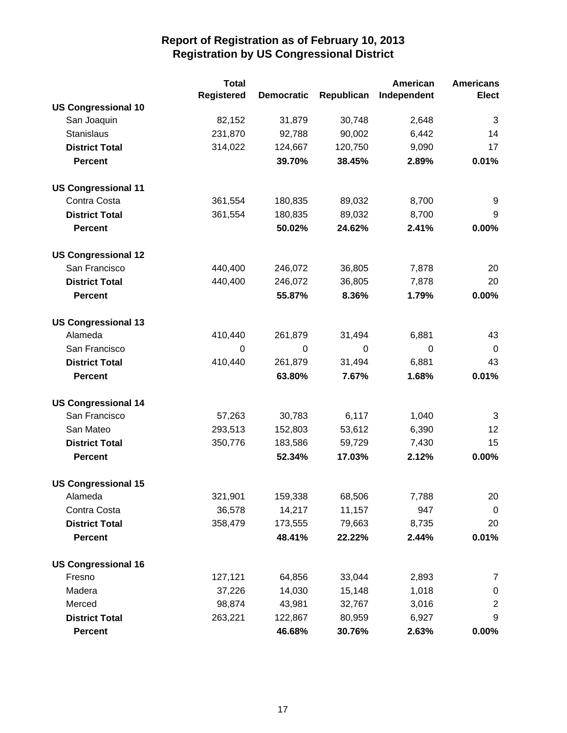# Report of Registration as of February 10, 2013
## Registration by US Congressional District

| | Total Registered | Democratic | Republican | American Independent | Americans Elect |
|---|---|---|---|---|---|
| **US Congressional 10** | | | | | |
| San Joaquin | 82,152 | 31,879 | 30,748 | 2,648 | 3 |
| Stanislaus | 231,870 | 92,788 | 90,002 | 6,442 | 14 |
| **District Total** | 314,022 | 124,667 | 120,750 | 9,090 | 17 |
| **Percent** | | **39.70%** | **38.45%** | **2.89%** | **0.01%** |
| **US Congressional 11** | | | | | |
| Contra Costa | 361,554 | 180,835 | 89,032 | 8,700 | 9 |
| **District Total** | 361,554 | 180,835 | 89,032 | 8,700 | 9 |
| **Percent** | | **50.02%** | **24.62%** | **2.41%** | **0.00%** |
| **US Congressional 12** | | | | | |
| San Francisco | 440,400 | 246,072 | 36,805 | 7,878 | 20 |
| **District Total** | 440,400 | 246,072 | 36,805 | 7,878 | 20 |
| **Percent** | | **55.87%** | **8.36%** | **1.79%** | **0.00%** |
| **US Congressional 13** | | | | | |
| Alameda | 410,440 | 261,879 | 31,494 | 6,881 | 43 |
| San Francisco | 0 | 0 | 0 | 0 | 0 |
| **District Total** | 410,440 | 261,879 | 31,494 | 6,881 | 43 |
| **Percent** | | **63.80%** | **7.67%** | **1.68%** | **0.01%** |
| **US Congressional 14** | | | | | |
| San Francisco | 57,263 | 30,783 | 6,117 | 1,040 | 3 |
| San Mateo | 293,513 | 152,803 | 53,612 | 6,390 | 12 |
| **District Total** | 350,776 | 183,586 | 59,729 | 7,430 | 15 |
| **Percent** | | **52.34%** | **17.03%** | **2.12%** | **0.00%** |
| **US Congressional 15** | | | | | |
| Alameda | 321,901 | 159,338 | 68,506 | 7,788 | 20 |
| Contra Costa | 36,578 | 14,217 | 11,157 | 947 | 0 |
| **District Total** | 358,479 | 173,555 | 79,663 | 8,735 | 20 |
| **Percent** | | **48.41%** | **22.22%** | **2.44%** | **0.01%** |
| **US Congressional 16** | | | | | |
| Fresno | 127,121 | 64,856 | 33,044 | 2,893 | 7 |
| Madera | 37,226 | 14,030 | 15,148 | 1,018 | 0 |
| Merced | 98,874 | 43,981 | 32,767 | 3,016 | 2 |
| **District Total** | 263,221 | 122,867 | 80,959 | 6,927 | 9 |
| **Percent** | | **46.68%** | **30.76%** | **2.63%** | **0.00%** |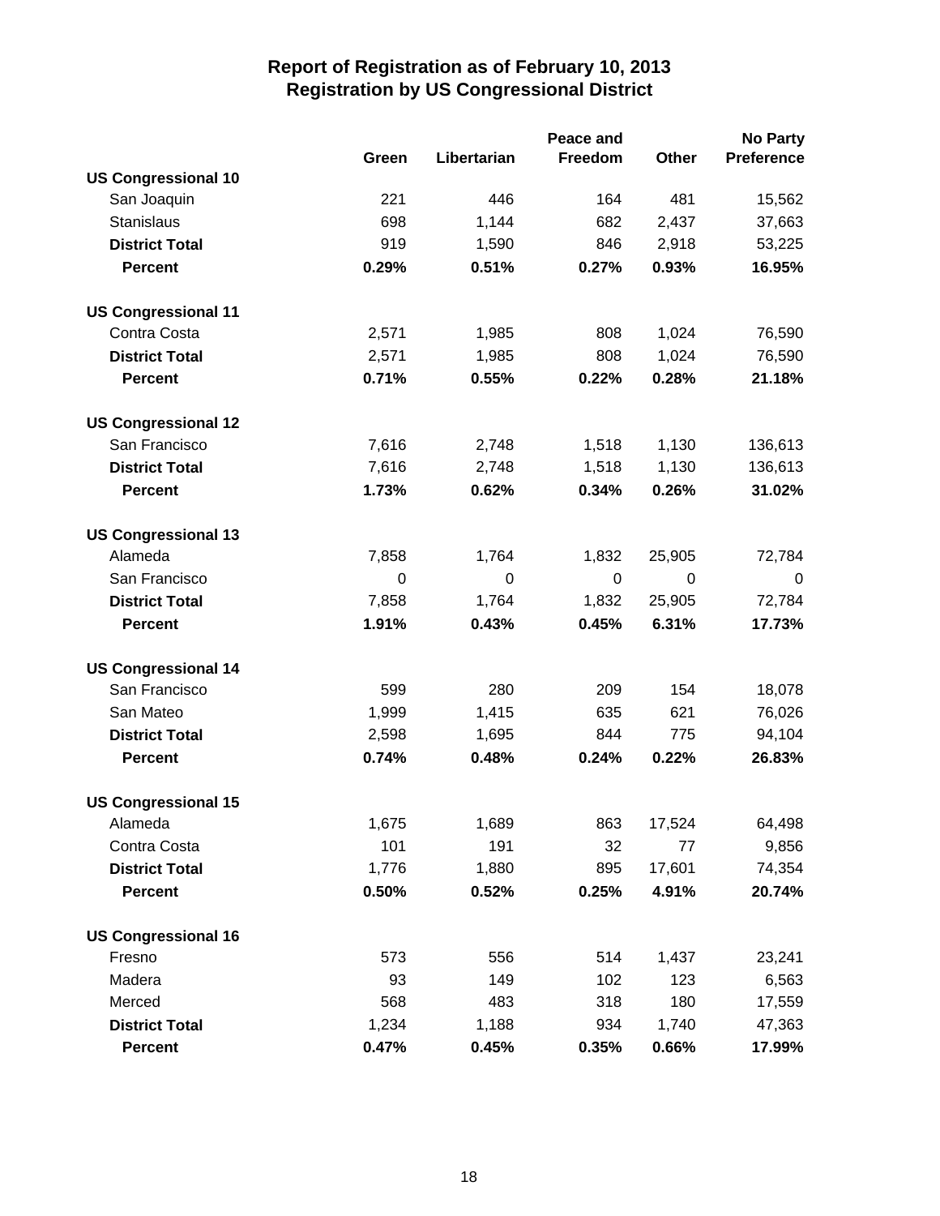# Report of Registration as of February 10, 2013
## Registration by US Congressional District

| | Green | Libertarian | Peace and Freedom | Other | No Party Preference |
|---|---|---|---|---|---|
| **US Congressional 10** | | | | | |
| San Joaquin | 221 | 446 | 164 | 481 | 15,562 |
| Stanislaus | 698 | 1,144 | 682 | 2,437 | 37,663 |
| **District Total** | 919 | 1,590 | 846 | 2,918 | 53,225 |
| **Percent** | **0.29%** | **0.51%** | **0.27%** | **0.93%** | **16.95%** |
| **US Congressional 11** | | | | | |
| Contra Costa | 2,571 | 1,985 | 808 | 1,024 | 76,590 |
| **District Total** | 2,571 | 1,985 | 808 | 1,024 | 76,590 |
| **Percent** | **0.71%** | **0.55%** | **0.22%** | **0.28%** | **21.18%** |
| **US Congressional 12** | | | | | |
| San Francisco | 7,616 | 2,748 | 1,518 | 1,130 | 136,613 |
| **District Total** | 7,616 | 2,748 | 1,518 | 1,130 | 136,613 |
| **Percent** | **1.73%** | **0.62%** | **0.34%** | **0.26%** | **31.02%** |
| **US Congressional 13** | | | | | |
| Alameda | 7,858 | 1,764 | 1,832 | 25,905 | 72,784 |
| San Francisco | 0 | 0 | 0 | 0 | 0 |
| **District Total** | 7,858 | 1,764 | 1,832 | 25,905 | 72,784 |
| **Percent** | **1.91%** | **0.43%** | **0.45%** | **6.31%** | **17.73%** |
| **US Congressional 14** | | | | | |
| San Francisco | 599 | 280 | 209 | 154 | 18,078 |
| San Mateo | 1,999 | 1,415 | 635 | 621 | 76,026 |
| **District Total** | 2,598 | 1,695 | 844 | 775 | 94,104 |
| **Percent** | **0.74%** | **0.48%** | **0.24%** | **0.22%** | **26.83%** |
| **US Congressional 15** | | | | | |
| Alameda | 1,675 | 1,689 | 863 | 17,524 | 64,498 |
| Contra Costa | 101 | 191 | 32 | 77 | 9,856 |
| **District Total** | 1,776 | 1,880 | 895 | 17,601 | 74,354 |
| **Percent** | **0.50%** | **0.52%** | **0.25%** | **4.91%** | **20.74%** |
| **US Congressional 16** | | | | | |
| Fresno | 573 | 556 | 514 | 1,437 | 23,241 |
| Madera | 93 | 149 | 102 | 123 | 6,563 |
| Merced | 568 | 483 | 318 | 180 | 17,559 |
| **District Total** | 1,234 | 1,188 | 934 | 1,740 | 47,363 |
| **Percent** | **0.47%** | **0.45%** | **0.35%** | **0.66%** | **17.99%** |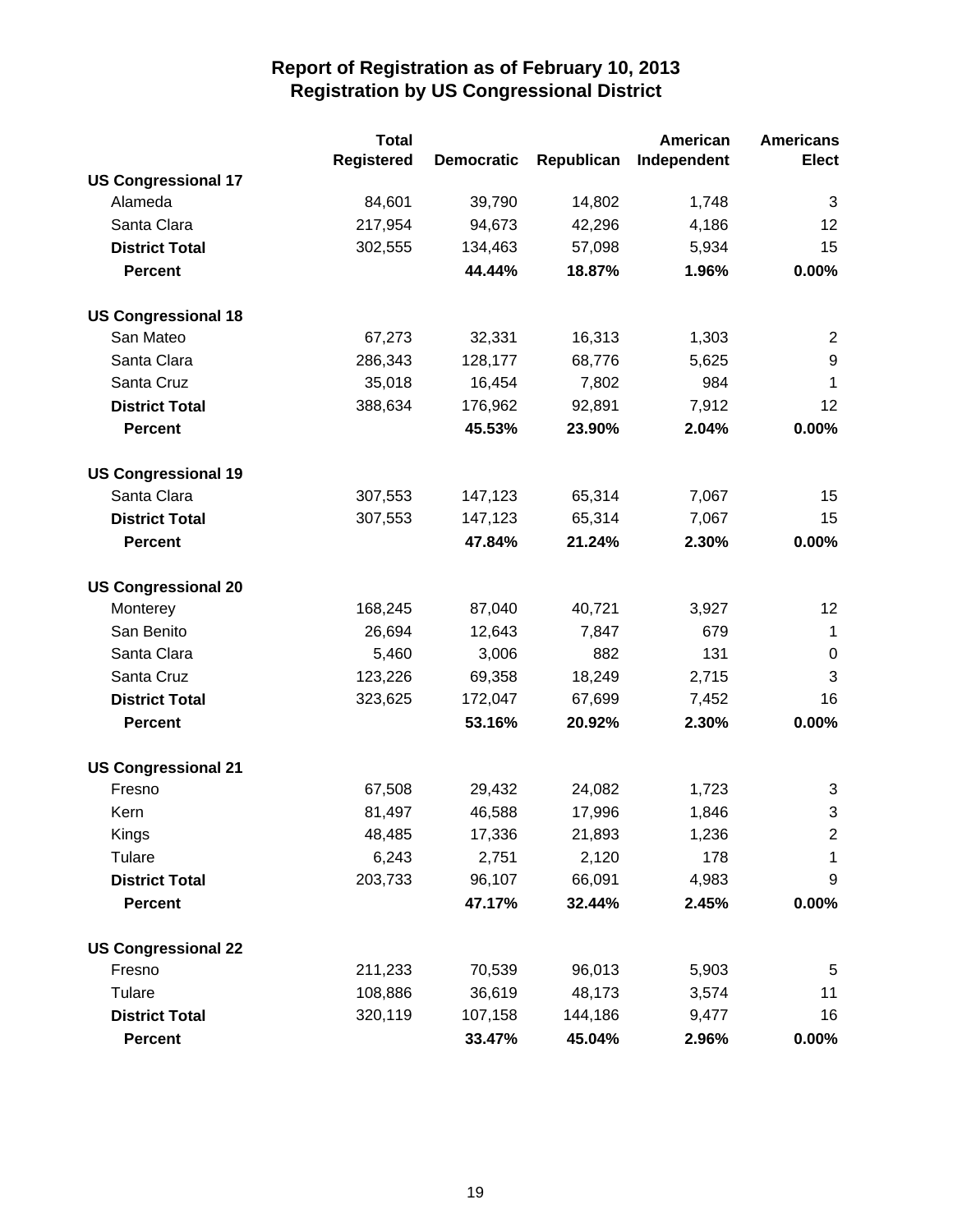# Report of Registration as of February 10, 2013
## Registration by US Congressional District

| | Total Registered | Democratic | Republican | American Independent | Americans Elect |
|---|---|---|---|---|---|
| **US Congressional 17** | | | | | |
| Alameda | 84,601 | 39,790 | 14,802 | 1,748 | 3 |
| Santa Clara | 217,954 | 94,673 | 42,296 | 4,186 | 12 |
| **District Total** | 302,555 | 134,463 | 57,098 | 5,934 | 15 |
| **Percent** | | **44.44%** | **18.87%** | **1.96%** | **0.00%** |
| **US Congressional 18** | | | | | |
| San Mateo | 67,273 | 32,331 | 16,313 | 1,303 | 2 |
| Santa Clara | 286,343 | 128,177 | 68,776 | 5,625 | 9 |
| Santa Cruz | 35,018 | 16,454 | 7,802 | 984 | 1 |
| **District Total** | 388,634 | 176,962 | 92,891 | 7,912 | 12 |
| **Percent** | | **45.53%** | **23.90%** | **2.04%** | **0.00%** |
| **US Congressional 19** | | | | | |
| Santa Clara | 307,553 | 147,123 | 65,314 | 7,067 | 15 |
| **District Total** | 307,553 | 147,123 | 65,314 | 7,067 | 15 |
| **Percent** | | **47.84%** | **21.24%** | **2.30%** | **0.00%** |
| **US Congressional 20** | | | | | |
| Monterey | 168,245 | 87,040 | 40,721 | 3,927 | 12 |
| San Benito | 26,694 | 12,643 | 7,847 | 679 | 1 |
| Santa Clara | 5,460 | 3,006 | 882 | 131 | 0 |
| Santa Cruz | 123,226 | 69,358 | 18,249 | 2,715 | 3 |
| **District Total** | 323,625 | 172,047 | 67,699 | 7,452 | 16 |
| **Percent** | | **53.16%** | **20.92%** | **2.30%** | **0.00%** |
| **US Congressional 21** | | | | | |
| Fresno | 67,508 | 29,432 | 24,082 | 1,723 | 3 |
| Kern | 81,497 | 46,588 | 17,996 | 1,846 | 3 |
| Kings | 48,485 | 17,336 | 21,893 | 1,236 | 2 |
| Tulare | 6,243 | 2,751 | 2,120 | 178 | 1 |
| **District Total** | 203,733 | 96,107 | 66,091 | 4,983 | 9 |
| **Percent** | | **47.17%** | **32.44%** | **2.45%** | **0.00%** |
| **US Congressional 22** | | | | | |
| Fresno | 211,233 | 70,539 | 96,013 | 5,903 | 5 |
| Tulare | 108,886 | 36,619 | 48,173 | 3,574 | 11 |
| **District Total** | 320,119 | 107,158 | 144,186 | 9,477 | 16 |
| **Percent** | | **33.47%** | **45.04%** | **2.96%** | **0.00%** |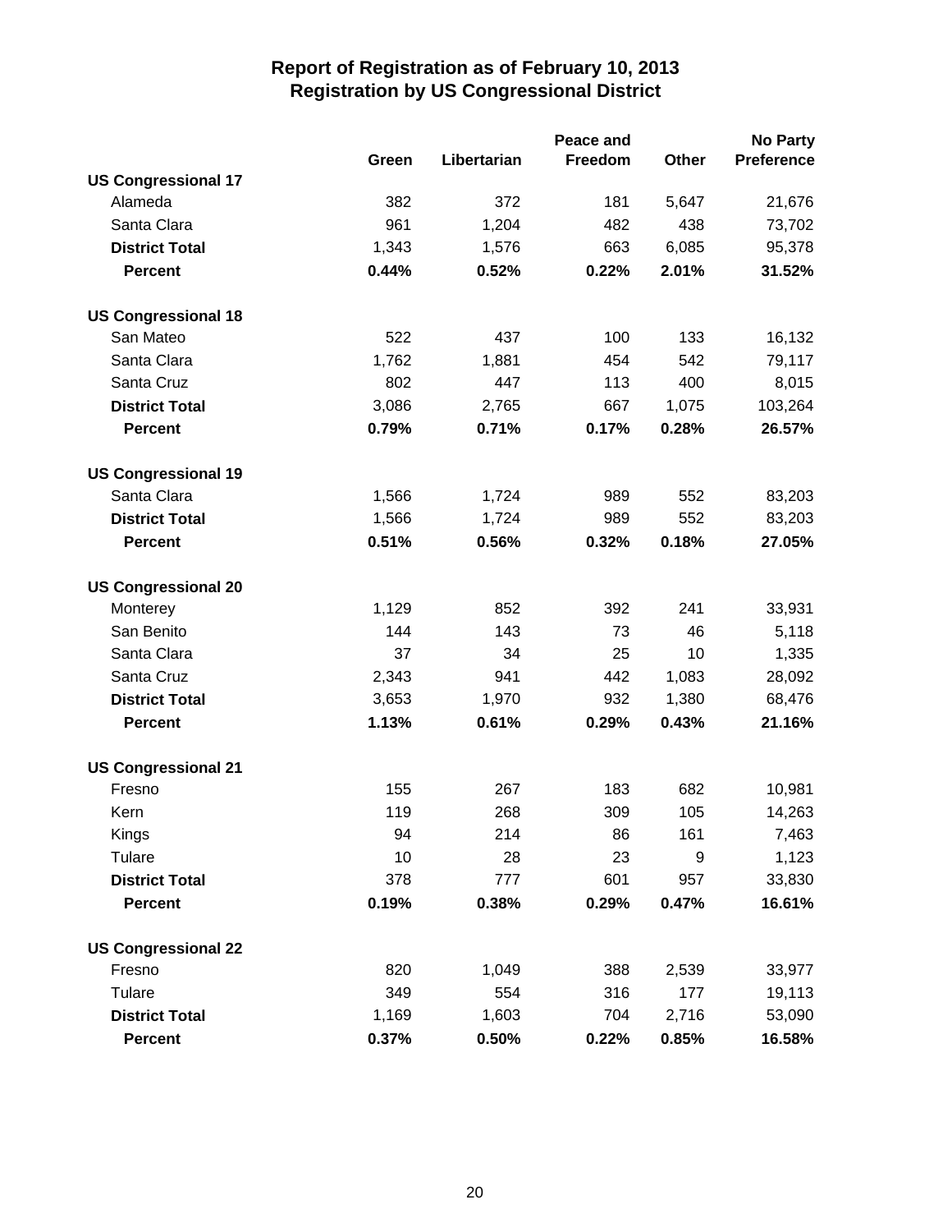# Report of Registration as of February 10, 2013
## Registration by US Congressional District

| | Green | Libertarian | Peace and Freedom | Other | No Party Preference |
|---|---|---|---|---|---|
| **US Congressional 17** | | | | | |
| Alameda | 382 | 372 | 181 | 5,647 | 21,676 |
| Santa Clara | 961 | 1,204 | 482 | 438 | 73,702 |
| **District Total** | 1,343 | 1,576 | 663 | 6,085 | 95,378 |
| **Percent** | **0.44%** | **0.52%** | **0.22%** | **2.01%** | **31.52%** |
| **US Congressional 18** | | | | | |
| San Mateo | 522 | 437 | 100 | 133 | 16,132 |
| Santa Clara | 1,762 | 1,881 | 454 | 542 | 79,117 |
| Santa Cruz | 802 | 447 | 113 | 400 | 8,015 |
| **District Total** | 3,086 | 2,765 | 667 | 1,075 | 103,264 |
| **Percent** | **0.79%** | **0.71%** | **0.17%** | **0.28%** | **26.57%** |
| **US Congressional 19** | | | | | |
| Santa Clara | 1,566 | 1,724 | 989 | 552 | 83,203 |
| **District Total** | 1,566 | 1,724 | 989 | 552 | 83,203 |
| **Percent** | **0.51%** | **0.56%** | **0.32%** | **0.18%** | **27.05%** |
| **US Congressional 20** | | | | | |
| Monterey | 1,129 | 852 | 392 | 241 | 33,931 |
| San Benito | 144 | 143 | 73 | 46 | 5,118 |
| Santa Clara | 37 | 34 | 25 | 10 | 1,335 |
| Santa Cruz | 2,343 | 941 | 442 | 1,083 | 28,092 |
| **District Total** | 3,653 | 1,970 | 932 | 1,380 | 68,476 |
| **Percent** | **1.13%** | **0.61%** | **0.29%** | **0.43%** | **21.16%** |
| **US Congressional 21** | | | | | |
| Fresno | 155 | 267 | 183 | 682 | 10,981 |
| Kern | 119 | 268 | 309 | 105 | 14,263 |
| Kings | 94 | 214 | 86 | 161 | 7,463 |
| Tulare | 10 | 28 | 23 | 9 | 1,123 |
| **District Total** | 378 | 777 | 601 | 957 | 33,830 |
| **Percent** | **0.19%** | **0.38%** | **0.29%** | **0.47%** | **16.61%** |
| **US Congressional 22** | | | | | |
| Fresno | 820 | 1,049 | 388 | 2,539 | 33,977 |
| Tulare | 349 | 554 | 316 | 177 | 19,113 |
| **District Total** | 1,169 | 1,603 | 704 | 2,716 | 53,090 |
| **Percent** | **0.37%** | **0.50%** | **0.22%** | **0.85%** | **16.58%** |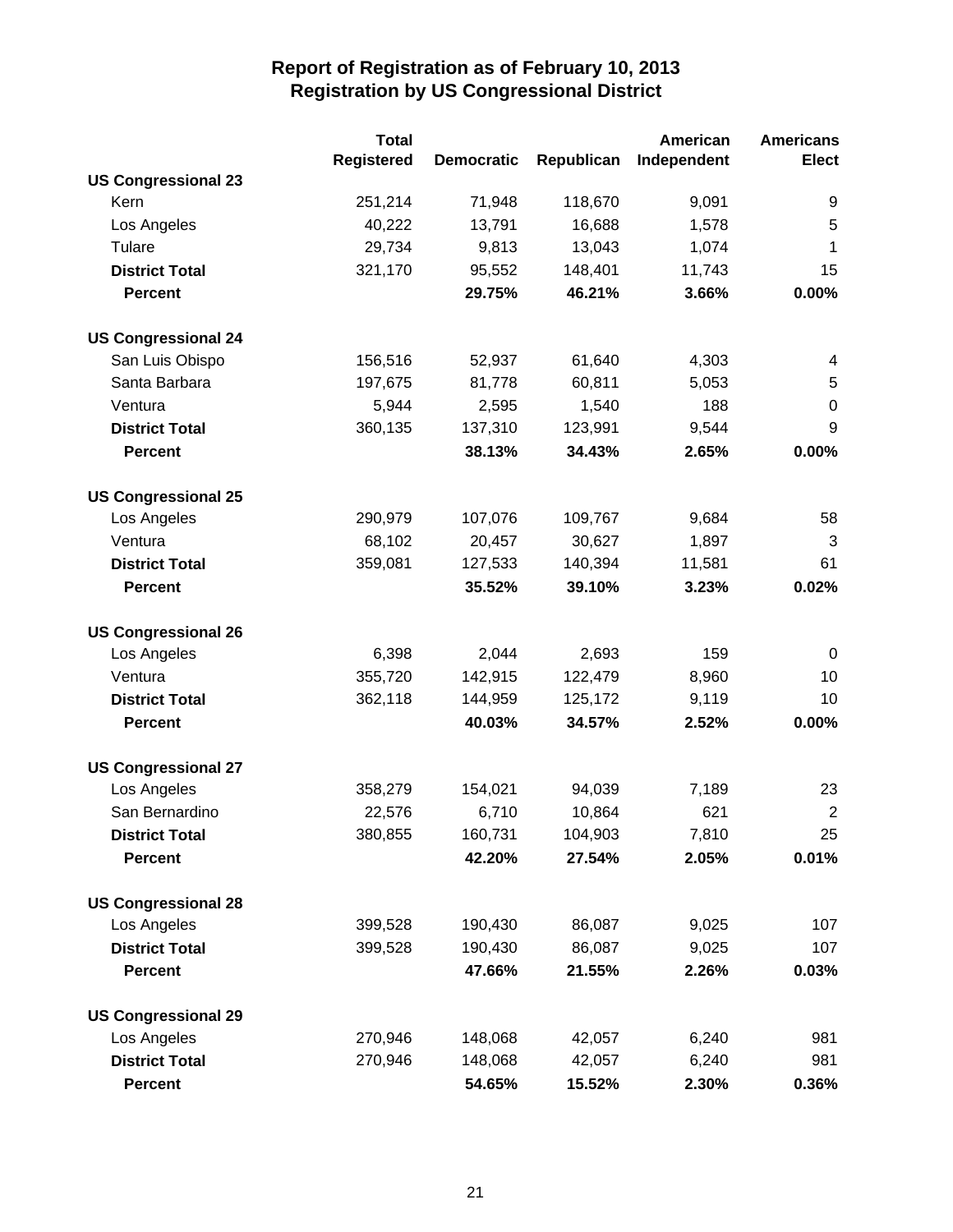# Report of Registration as of February 10, 2013
## Registration by US Congressional District

| | Total Registered | Democratic | Republican | American Independent | Americans Elect |
|---|---|---|---|---|---|
| **US Congressional 23** | | | | | |
| Kern | 251,214 | 71,948 | 118,670 | 9,091 | 9 |
| Los Angeles | 40,222 | 13,791 | 16,688 | 1,578 | 5 |
| Tulare | 29,734 | 9,813 | 13,043 | 1,074 | 1 |
| **District Total** | 321,170 | 95,552 | 148,401 | 11,743 | 15 |
| **Percent** | | **29.75%** | **46.21%** | **3.66%** | **0.00%** |
| **US Congressional 24** | | | | | |
| San Luis Obispo | 156,516 | 52,937 | 61,640 | 4,303 | 4 |
| Santa Barbara | 197,675 | 81,778 | 60,811 | 5,053 | 5 |
| Ventura | 5,944 | 2,595 | 1,540 | 188 | 0 |
| **District Total** | 360,135 | 137,310 | 123,991 | 9,544 | 9 |
| **Percent** | | **38.13%** | **34.43%** | **2.65%** | **0.00%** |
| **US Congressional 25** | | | | | |
| Los Angeles | 290,979 | 107,076 | 109,767 | 9,684 | 58 |
| Ventura | 68,102 | 20,457 | 30,627 | 1,897 | 3 |
| **District Total** | 359,081 | 127,533 | 140,394 | 11,581 | 61 |
| **Percent** | | **35.52%** | **39.10%** | **3.23%** | **0.02%** |
| **US Congressional 26** | | | | | |
| Los Angeles | 6,398 | 2,044 | 2,693 | 159 | 0 |
| Ventura | 355,720 | 142,915 | 122,479 | 8,960 | 10 |
| **District Total** | 362,118 | 144,959 | 125,172 | 9,119 | 10 |
| **Percent** | | **40.03%** | **34.57%** | **2.52%** | **0.00%** |
| **US Congressional 27** | | | | | |
| Los Angeles | 358,279 | 154,021 | 94,039 | 7,189 | 23 |
| San Bernardino | 22,576 | 6,710 | 10,864 | 621 | 2 |
| **District Total** | 380,855 | 160,731 | 104,903 | 7,810 | 25 |
| **Percent** | | **42.20%** | **27.54%** | **2.05%** | **0.01%** |
| **US Congressional 28** | | | | | |
| Los Angeles | 399,528 | 190,430 | 86,087 | 9,025 | 107 |
| **District Total** | 399,528 | 190,430 | 86,087 | 9,025 | 107 |
| **Percent** | | **47.66%** | **21.55%** | **2.26%** | **0.03%** |
| **US Congressional 29** | | | | | |
| Los Angeles | 270,946 | 148,068 | 42,057 | 6,240 | 981 |
| **District Total** | 270,946 | 148,068 | 42,057 | 6,240 | 981 |
| **Percent** | | **54.65%** | **15.52%** | **2.30%** | **0.36%** |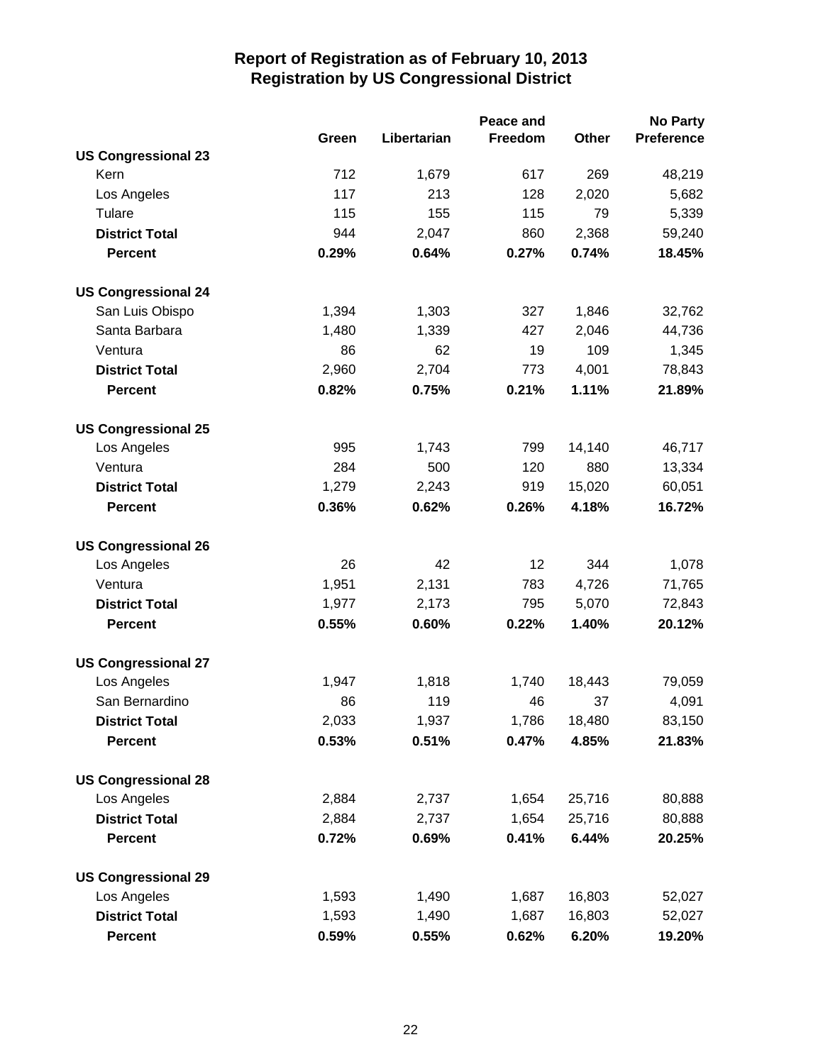# Report of Registration as of February 10, 2013
## Registration by US Congressional District

| | Green | Libertarian | Peace and Freedom | Other | No Party Preference |
|---|---|---|---|---|---|
| **US Congressional 23** | | | | | |
| Kern | 712 | 1,679 | 617 | 269 | 48,219 |
| Los Angeles | 117 | 213 | 128 | 2,020 | 5,682 |
| Tulare | 115 | 155 | 115 | 79 | 5,339 |
| **District Total** | 944 | 2,047 | 860 | 2,368 | 59,240 |
| **Percent** | **0.29%** | **0.64%** | **0.27%** | **0.74%** | **18.45%** |
| **US Congressional 24** | | | | | |
| San Luis Obispo | 1,394 | 1,303 | 327 | 1,846 | 32,762 |
| Santa Barbara | 1,480 | 1,339 | 427 | 2,046 | 44,736 |
| Ventura | 86 | 62 | 19 | 109 | 1,345 |
| **District Total** | 2,960 | 2,704 | 773 | 4,001 | 78,843 |
| **Percent** | **0.82%** | **0.75%** | **0.21%** | **1.11%** | **21.89%** |
| **US Congressional 25** | | | | | |
| Los Angeles | 995 | 1,743 | 799 | 14,140 | 46,717 |
| Ventura | 284 | 500 | 120 | 880 | 13,334 |
| **District Total** | 1,279 | 2,243 | 919 | 15,020 | 60,051 |
| **Percent** | **0.36%** | **0.62%** | **0.26%** | **4.18%** | **16.72%** |
| **US Congressional 26** | | | | | |
| Los Angeles | 26 | 42 | 12 | 344 | 1,078 |
| Ventura | 1,951 | 2,131 | 783 | 4,726 | 71,765 |
| **District Total** | 1,977 | 2,173 | 795 | 5,070 | 72,843 |
| **Percent** | **0.55%** | **0.60%** | **0.22%** | **1.40%** | **20.12%** |
| **US Congressional 27** | | | | | |
| Los Angeles | 1,947 | 1,818 | 1,740 | 18,443 | 79,059 |
| San Bernardino | 86 | 119 | 46 | 37 | 4,091 |
| **District Total** | 2,033 | 1,937 | 1,786 | 18,480 | 83,150 |
| **Percent** | **0.53%** | **0.51%** | **0.47%** | **4.85%** | **21.83%** |
| **US Congressional 28** | | | | | |
| Los Angeles | 2,884 | 2,737 | 1,654 | 25,716 | 80,888 |
| **District Total** | 2,884 | 2,737 | 1,654 | 25,716 | 80,888 |
| **Percent** | **0.72%** | **0.69%** | **0.41%** | **6.44%** | **20.25%** |
| **US Congressional 29** | | | | | |
| Los Angeles | 1,593 | 1,490 | 1,687 | 16,803 | 52,027 |
| **District Total** | 1,593 | 1,490 | 1,687 | 16,803 | 52,027 |
| **Percent** | **0.59%** | **0.55%** | **0.62%** | **6.20%** | **19.20%** |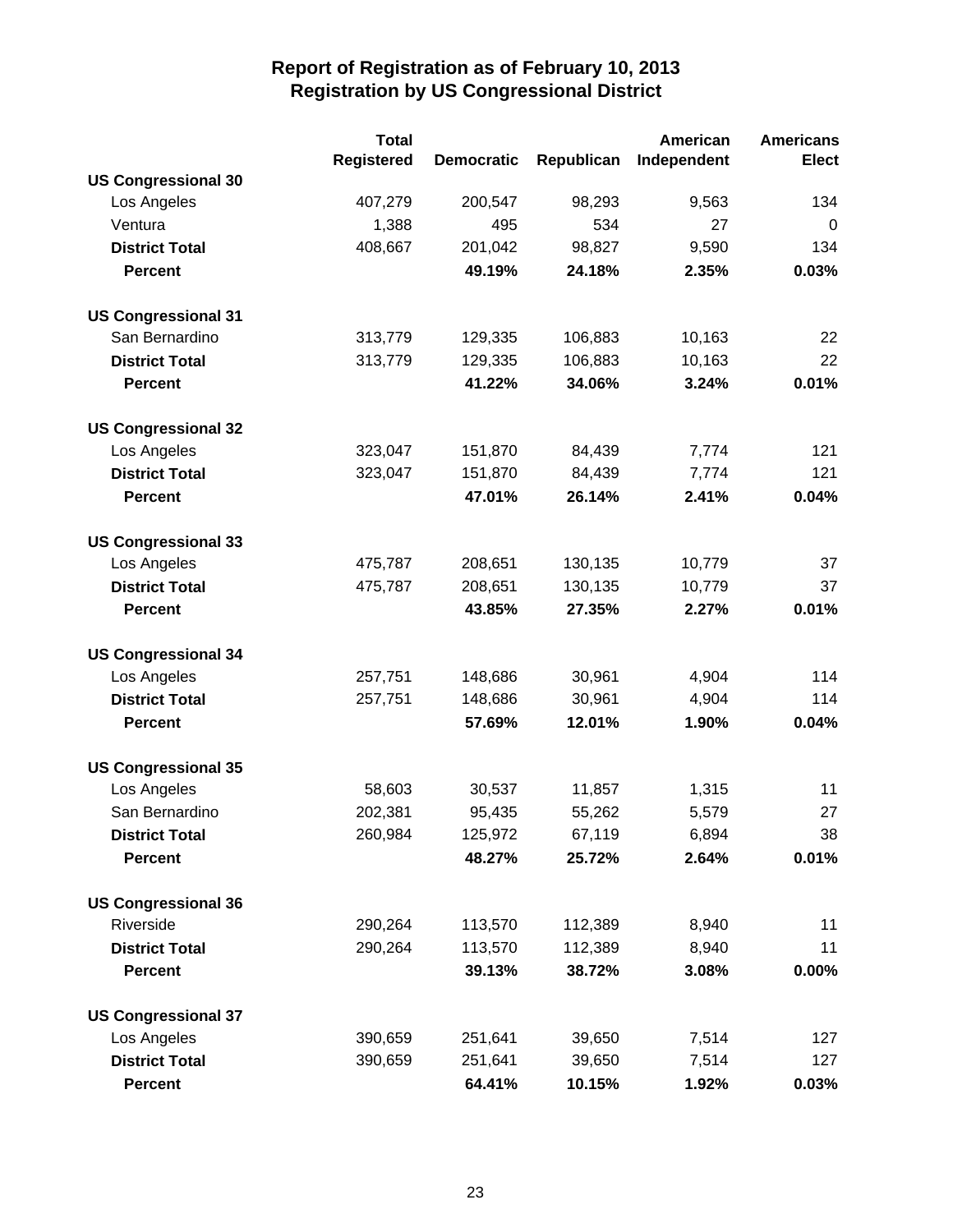# Report of Registration as of February 10, 2013
## Registration by US Congressional District

| | Total Registered | Democratic | Republican | American Independent | Americans Elect |
|---|---|---|---|---|---|
| **US Congressional 30** | | | | | |
| Los Angeles | 407,279 | 200,547 | 98,293 | 9,563 | 134 |
| Ventura | 1,388 | 495 | 534 | 27 | 0 |
| **District Total** | 408,667 | 201,042 | 98,827 | 9,590 | 134 |
| **Percent** | | **49.19%** | **24.18%** | **2.35%** | **0.03%** |
| **US Congressional 31** | | | | | |
| San Bernardino | 313,779 | 129,335 | 106,883 | 10,163 | 22 |
| **District Total** | 313,779 | 129,335 | 106,883 | 10,163 | 22 |
| **Percent** | | **41.22%** | **34.06%** | **3.24%** | **0.01%** |
| **US Congressional 32** | | | | | |
| Los Angeles | 323,047 | 151,870 | 84,439 | 7,774 | 121 |
| **District Total** | 323,047 | 151,870 | 84,439 | 7,774 | 121 |
| **Percent** | | **47.01%** | **26.14%** | **2.41%** | **0.04%** |
| **US Congressional 33** | | | | | |
| Los Angeles | 475,787 | 208,651 | 130,135 | 10,779 | 37 |
| **District Total** | 475,787 | 208,651 | 130,135 | 10,779 | 37 |
| **Percent** | | **43.85%** | **27.35%** | **2.27%** | **0.01%** |
| **US Congressional 34** | | | | | |
| Los Angeles | 257,751 | 148,686 | 30,961 | 4,904 | 114 |
| **District Total** | 257,751 | 148,686 | 30,961 | 4,904 | 114 |
| **Percent** | | **57.69%** | **12.01%** | **1.90%** | **0.04%** |
| **US Congressional 35** | | | | | |
| Los Angeles | 58,603 | 30,537 | 11,857 | 1,315 | 11 |
| San Bernardino | 202,381 | 95,435 | 55,262 | 5,579 | 27 |
| **District Total** | 260,984 | 125,972 | 67,119 | 6,894 | 38 |
| **Percent** | | **48.27%** | **25.72%** | **2.64%** | **0.01%** |
| **US Congressional 36** | | | | | |
| Riverside | 290,264 | 113,570 | 112,389 | 8,940 | 11 |
| **District Total** | 290,264 | 113,570 | 112,389 | 8,940 | 11 |
| **Percent** | | **39.13%** | **38.72%** | **3.08%** | **0.00%** |
| **US Congressional 37** | | | | | |
| Los Angeles | 390,659 | 251,641 | 39,650 | 7,514 | 127 |
| **District Total** | 390,659 | 251,641 | 39,650 | 7,514 | 127 |
| **Percent** | | **64.41%** | **10.15%** | **1.92%** | **0.03%** |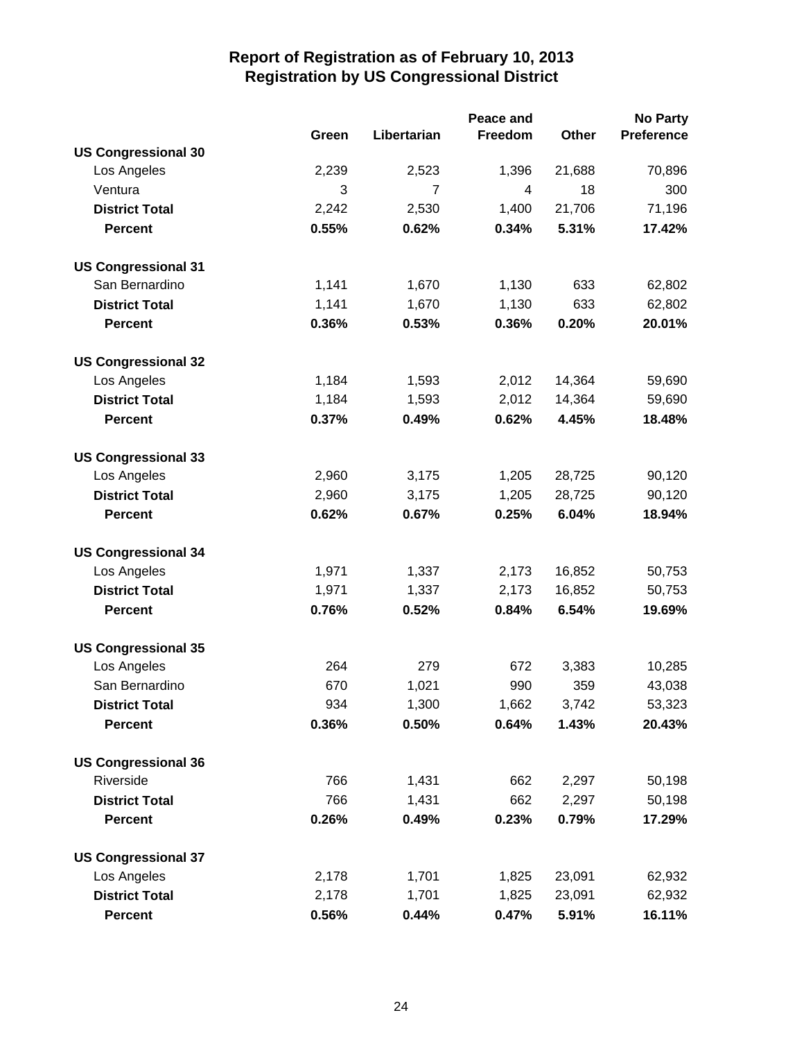# Report of Registration as of February 10, 2013
## Registration by US Congressional District

| | Green | Libertarian | Peace and Freedom | Other | No Party Preference |
|---|---|---|---|---|---|
| **US Congressional 30** | | | | | |
| Los Angeles | 2,239 | 2,523 | 1,396 | 21,688 | 70,896 |
| Ventura | 3 | 7 | 4 | 18 | 300 |
| **District Total** | 2,242 | 2,530 | 1,400 | 21,706 | 71,196 |
| **Percent** | **0.55%** | **0.62%** | **0.34%** | **5.31%** | **17.42%** |
| **US Congressional 31** | | | | | |
| San Bernardino | 1,141 | 1,670 | 1,130 | 633 | 62,802 |
| **District Total** | 1,141 | 1,670 | 1,130 | 633 | 62,802 |
| **Percent** | **0.36%** | **0.53%** | **0.36%** | **0.20%** | **20.01%** |
| **US Congressional 32** | | | | | |
| Los Angeles | 1,184 | 1,593 | 2,012 | 14,364 | 59,690 |
| **District Total** | 1,184 | 1,593 | 2,012 | 14,364 | 59,690 |
| **Percent** | **0.37%** | **0.49%** | **0.62%** | **4.45%** | **18.48%** |
| **US Congressional 33** | | | | | |
| Los Angeles | 2,960 | 3,175 | 1,205 | 28,725 | 90,120 |
| **District Total** | 2,960 | 3,175 | 1,205 | 28,725 | 90,120 |
| **Percent** | **0.62%** | **0.67%** | **0.25%** | **6.04%** | **18.94%** |
| **US Congressional 34** | | | | | |
| Los Angeles | 1,971 | 1,337 | 2,173 | 16,852 | 50,753 |
| **District Total** | 1,971 | 1,337 | 2,173 | 16,852 | 50,753 |
| **Percent** | **0.76%** | **0.52%** | **0.84%** | **6.54%** | **19.69%** |
| **US Congressional 35** | | | | | |
| Los Angeles | 264 | 279 | 672 | 3,383 | 10,285 |
| San Bernardino | 670 | 1,021 | 990 | 359 | 43,038 |
| **District Total** | 934 | 1,300 | 1,662 | 3,742 | 53,323 |
| **Percent** | **0.36%** | **0.50%** | **0.64%** | **1.43%** | **20.43%** |
| **US Congressional 36** | | | | | |
| Riverside | 766 | 1,431 | 662 | 2,297 | 50,198 |
| **District Total** | 766 | 1,431 | 662 | 2,297 | 50,198 |
| **Percent** | **0.26%** | **0.49%** | **0.23%** | **0.79%** | **17.29%** |
| **US Congressional 37** | | | | | |
| Los Angeles | 2,178 | 1,701 | 1,825 | 23,091 | 62,932 |
| **District Total** | 2,178 | 1,701 | 1,825 | 23,091 | 62,932 |
| **Percent** | **0.56%** | **0.44%** | **0.47%** | **5.91%** | **16.11%** |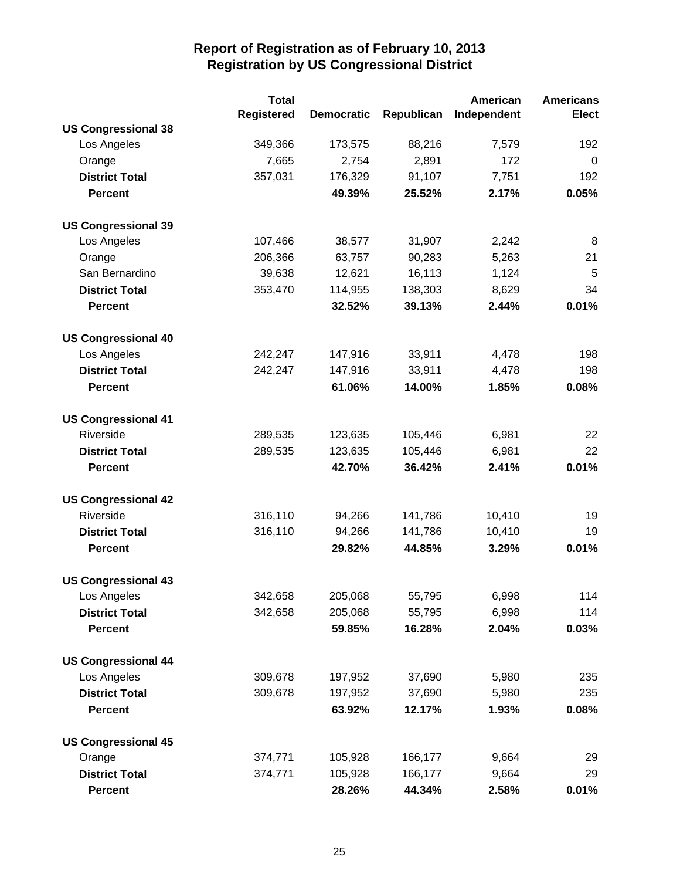# Report of Registration as of February 10, 2013
## Registration by US Congressional District

| | Total Registered | Democratic | Republican | American Independent | Americans Elect |
|---|---|---|---|---|---|
| **US Congressional 38** | | | | | |
| Los Angeles | 349,366 | 173,575 | 88,216 | 7,579 | 192 |
| Orange | 7,665 | 2,754 | 2,891 | 172 | 0 |
| **District Total** | 357,031 | 176,329 | 91,107 | 7,751 | 192 |
| **Percent** | | **49.39%** | **25.52%** | **2.17%** | **0.05%** |
| **US Congressional 39** | | | | | |
| Los Angeles | 107,466 | 38,577 | 31,907 | 2,242 | 8 |
| Orange | 206,366 | 63,757 | 90,283 | 5,263 | 21 |
| San Bernardino | 39,638 | 12,621 | 16,113 | 1,124 | 5 |
| **District Total** | 353,470 | 114,955 | 138,303 | 8,629 | 34 |
| **Percent** | | **32.52%** | **39.13%** | **2.44%** | **0.01%** |
| **US Congressional 40** | | | | | |
| Los Angeles | 242,247 | 147,916 | 33,911 | 4,478 | 198 |
| **District Total** | 242,247 | 147,916 | 33,911 | 4,478 | 198 |
| **Percent** | | **61.06%** | **14.00%** | **1.85%** | **0.08%** |
| **US Congressional 41** | | | | | |
| Riverside | 289,535 | 123,635 | 105,446 | 6,981 | 22 |
| **District Total** | 289,535 | 123,635 | 105,446 | 6,981 | 22 |
| **Percent** | | **42.70%** | **36.42%** | **2.41%** | **0.01%** |
| **US Congressional 42** | | | | | |
| Riverside | 316,110 | 94,266 | 141,786 | 10,410 | 19 |
| **District Total** | 316,110 | 94,266 | 141,786 | 10,410 | 19 |
| **Percent** | | **29.82%** | **44.85%** | **3.29%** | **0.01%** |
| **US Congressional 43** | | | | | |
| Los Angeles | 342,658 | 205,068 | 55,795 | 6,998 | 114 |
| **District Total** | 342,658 | 205,068 | 55,795 | 6,998 | 114 |
| **Percent** | | **59.85%** | **16.28%** | **2.04%** | **0.03%** |
| **US Congressional 44** | | | | | |
| Los Angeles | 309,678 | 197,952 | 37,690 | 5,980 | 235 |
| **District Total** | 309,678 | 197,952 | 37,690 | 5,980 | 235 |
| **Percent** | | **63.92%** | **12.17%** | **1.93%** | **0.08%** |
| **US Congressional 45** | | | | | |
| Orange | 374,771 | 105,928 | 166,177 | 9,664 | 29 |
| **District Total** | 374,771 | 105,928 | 166,177 | 9,664 | 29 |
| **Percent** | | **28.26%** | **44.34%** | **2.58%** | **0.01%** |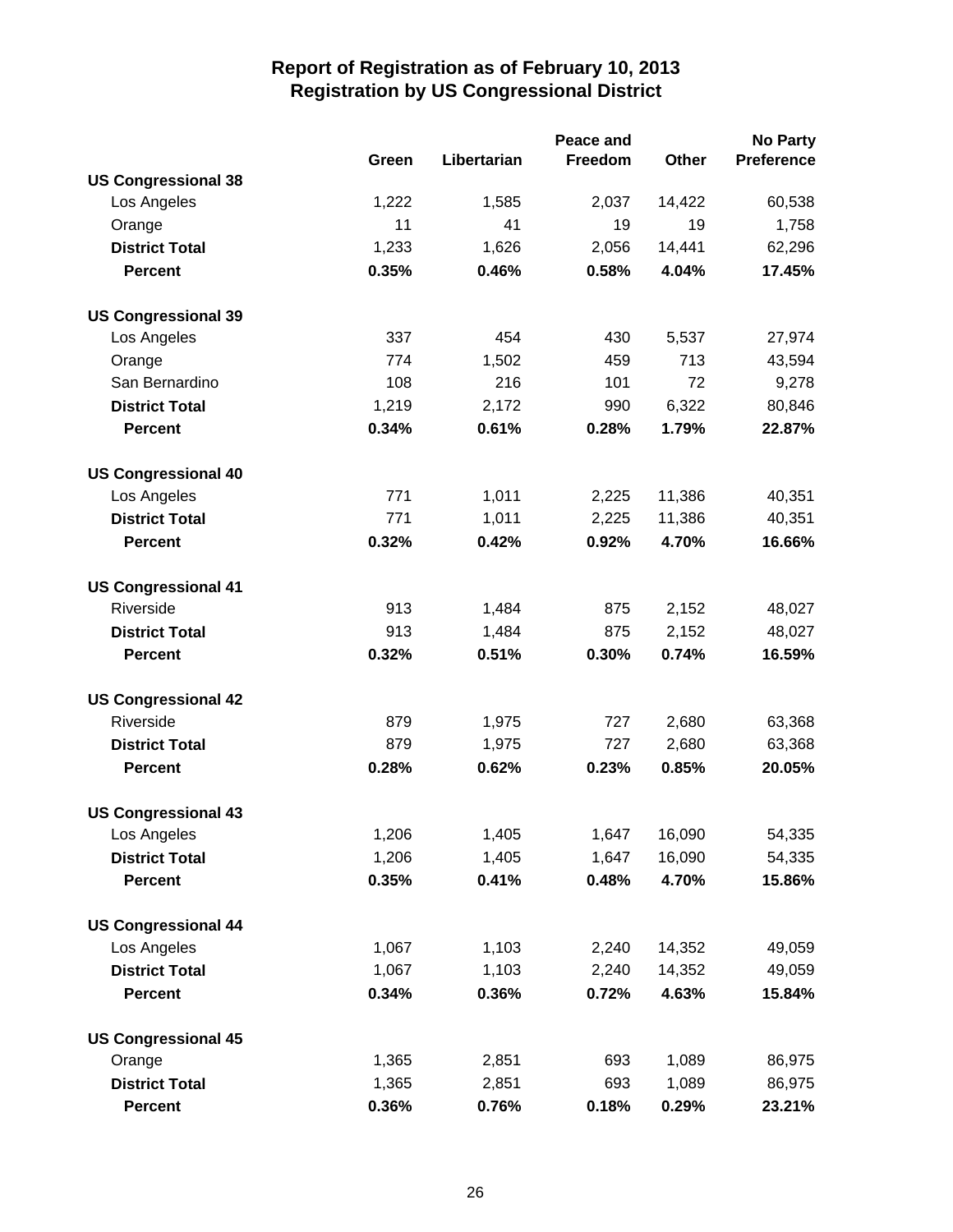# Report of Registration as of February 10, 2013
## Registration by US Congressional District

| | Green | Libertarian | Peace and Freedom | Other | No Party Preference |
|---|---|---|---|---|---|
| **US Congressional 38** | | | | | |
| Los Angeles | 1,222 | 1,585 | 2,037 | 14,422 | 60,538 |
| Orange | 11 | 41 | 19 | 19 | 1,758 |
| **District Total** | 1,233 | 1,626 | 2,056 | 14,441 | 62,296 |
| **Percent** | **0.35%** | **0.46%** | **0.58%** | **4.04%** | **17.45%** |
| **US Congressional 39** | | | | | |
| Los Angeles | 337 | 454 | 430 | 5,537 | 27,974 |
| Orange | 774 | 1,502 | 459 | 713 | 43,594 |
| San Bernardino | 108 | 216 | 101 | 72 | 9,278 |
| **District Total** | 1,219 | 2,172 | 990 | 6,322 | 80,846 |
| **Percent** | **0.34%** | **0.61%** | **0.28%** | **1.79%** | **22.87%** |
| **US Congressional 40** | | | | | |
| Los Angeles | 771 | 1,011 | 2,225 | 11,386 | 40,351 |
| **District Total** | 771 | 1,011 | 2,225 | 11,386 | 40,351 |
| **Percent** | **0.32%** | **0.42%** | **0.92%** | **4.70%** | **16.66%** |
| **US Congressional 41** | | | | | |
| Riverside | 913 | 1,484 | 875 | 2,152 | 48,027 |
| **District Total** | 913 | 1,484 | 875 | 2,152 | 48,027 |
| **Percent** | **0.32%** | **0.51%** | **0.30%** | **0.74%** | **16.59%** |
| **US Congressional 42** | | | | | |
| Riverside | 879 | 1,975 | 727 | 2,680 | 63,368 |
| **District Total** | 879 | 1,975 | 727 | 2,680 | 63,368 |
| **Percent** | **0.28%** | **0.62%** | **0.23%** | **0.85%** | **20.05%** |
| **US Congressional 43** | | | | | |
| Los Angeles | 1,206 | 1,405 | 1,647 | 16,090 | 54,335 |
| **District Total** | 1,206 | 1,405 | 1,647 | 16,090 | 54,335 |
| **Percent** | **0.35%** | **0.41%** | **0.48%** | **4.70%** | **15.86%** |
| **US Congressional 44** | | | | | |
| Los Angeles | 1,067 | 1,103 | 2,240 | 14,352 | 49,059 |
| **District Total** | 1,067 | 1,103 | 2,240 | 14,352 | 49,059 |
| **Percent** | **0.34%** | **0.36%** | **0.72%** | **4.63%** | **15.84%** |
| **US Congressional 45** | | | | | |
| Orange | 1,365 | 2,851 | 693 | 1,089 | 86,975 |
| **District Total** | 1,365 | 2,851 | 693 | 1,089 | 86,975 |
| **Percent** | **0.36%** | **0.76%** | **0.18%** | **0.29%** | **23.21%** |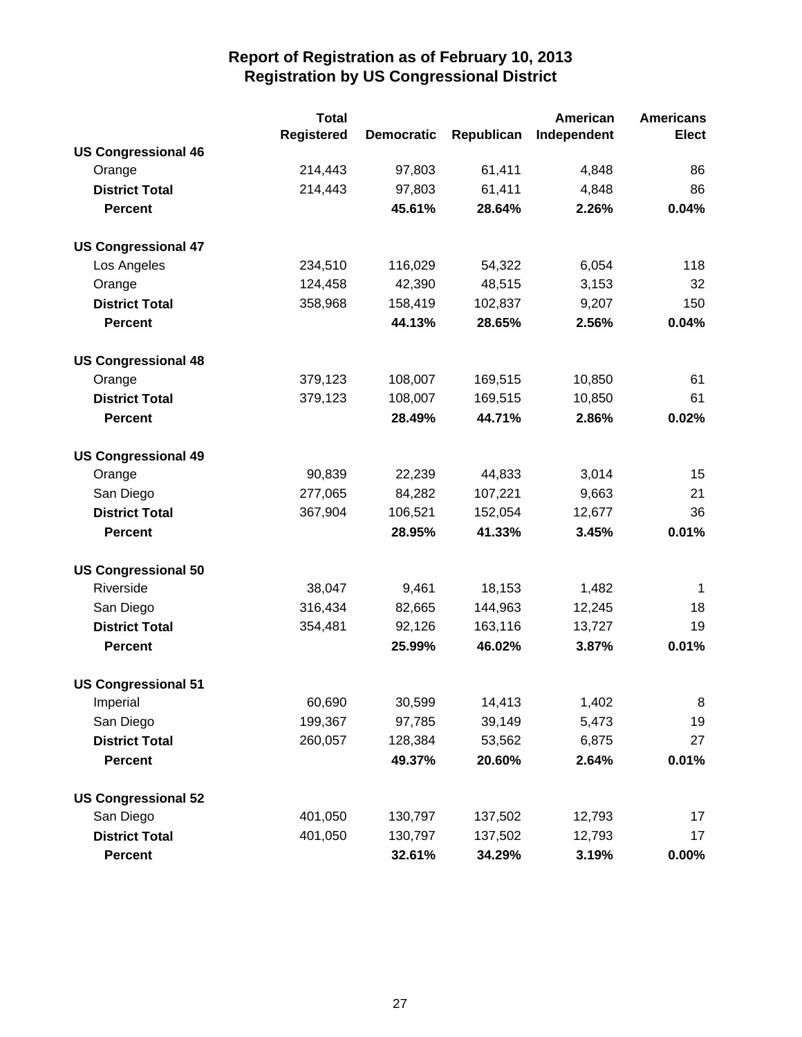# Report of Registration as of February 10, 2013
## Registration by US Congressional District

| | Total Registered | Democratic | Republican | American Independent | Americans Elect |
|---|---|---|---|---|---|
| **US Congressional 46** | | | | | |
| Orange | 214,443 | 97,803 | 61,411 | 4,848 | 86 |
| **District Total** | 214,443 | 97,803 | 61,411 | 4,848 | 86 |
| **Percent** | | **45.61%** | **28.64%** | **2.26%** | **0.04%** |
| **US Congressional 47** | | | | | |
| Los Angeles | 234,510 | 116,029 | 54,322 | 6,054 | 118 |
| Orange | 124,458 | 42,390 | 48,515 | 3,153 | 32 |
| **District Total** | 358,968 | 158,419 | 102,837 | 9,207 | 150 |
| **Percent** | | **44.13%** | **28.65%** | **2.56%** | **0.04%** |
| **US Congressional 48** | | | | | |
| Orange | 379,123 | 108,007 | 169,515 | 10,850 | 61 |
| **District Total** | 379,123 | 108,007 | 169,515 | 10,850 | 61 |
| **Percent** | | **28.49%** | **44.71%** | **2.86%** | **0.02%** |
| **US Congressional 49** | | | | | |
| Orange | 90,839 | 22,239 | 44,833 | 3,014 | 15 |
| San Diego | 277,065 | 84,282 | 107,221 | 9,663 | 21 |
| **District Total** | 367,904 | 106,521 | 152,054 | 12,677 | 36 |
| **Percent** | | **28.95%** | **41.33%** | **3.45%** | **0.01%** |
| **US Congressional 50** | | | | | |
| Riverside | 38,047 | 9,461 | 18,153 | 1,482 | 1 |
| San Diego | 316,434 | 82,665 | 144,963 | 12,245 | 18 |
| **District Total** | 354,481 | 92,126 | 163,116 | 13,727 | 19 |
| **Percent** | | **25.99%** | **46.02%** | **3.87%** | **0.01%** |
| **US Congressional 51** | | | | | |
| Imperial | 60,690 | 30,599 | 14,413 | 1,402 | 8 |
| San Diego | 199,367 | 97,785 | 39,149 | 5,473 | 19 |
| **District Total** | 260,057 | 128,384 | 53,562 | 6,875 | 27 |
| **Percent** | | **49.37%** | **20.60%** | **2.64%** | **0.01%** |
| **US Congressional 52** | | | | | |
| San Diego | 401,050 | 130,797 | 137,502 | 12,793 | 17 |
| **District Total** | 401,050 | 130,797 | 137,502 | 12,793 | 17 |
| **Percent** | | **32.61%** | **34.29%** | **3.19%** | **0.00%** |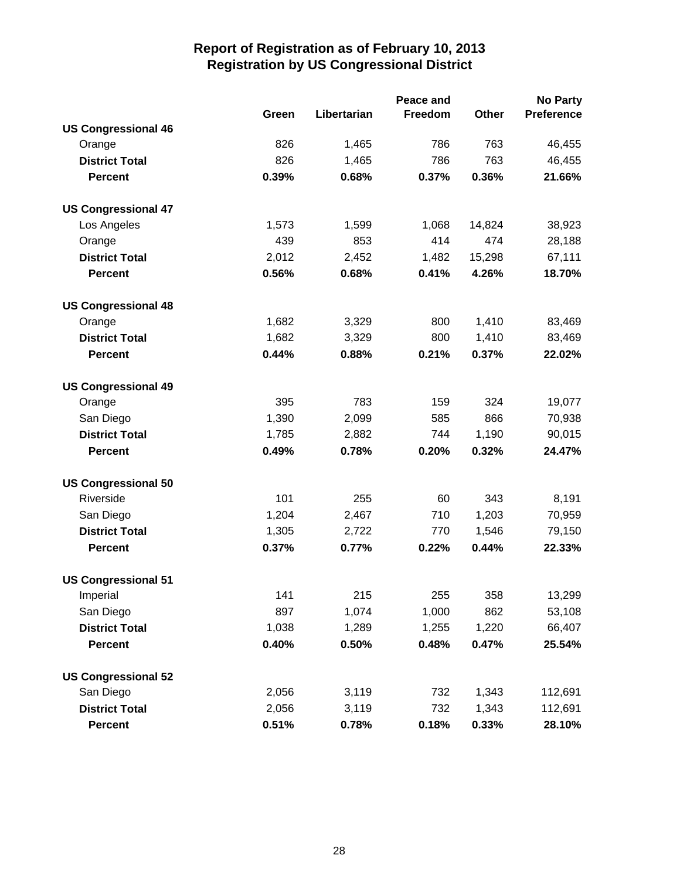# Report of Registration as of February 10, 2013
## Registration by US Congressional District

| | Green | Libertarian | Peace and Freedom | Other | No Party Preference |
|---|---|---|---|---|---|
| **US Congressional 46** | | | | | |
| Orange | 826 | 1,465 | 786 | 763 | 46,455 |
| **District Total** | 826 | 1,465 | 786 | 763 | 46,455 |
| **Percent** | **0.39%** | **0.68%** | **0.37%** | **0.36%** | **21.66%** |
| **US Congressional 47** | | | | | |
| Los Angeles | 1,573 | 1,599 | 1,068 | 14,824 | 38,923 |
| Orange | 439 | 853 | 414 | 474 | 28,188 |
| **District Total** | 2,012 | 2,452 | 1,482 | 15,298 | 67,111 |
| **Percent** | **0.56%** | **0.68%** | **0.41%** | **4.26%** | **18.70%** |
| **US Congressional 48** | | | | | |
| Orange | 1,682 | 3,329 | 800 | 1,410 | 83,469 |
| **District Total** | 1,682 | 3,329 | 800 | 1,410 | 83,469 |
| **Percent** | **0.44%** | **0.88%** | **0.21%** | **0.37%** | **22.02%** |
| **US Congressional 49** | | | | | |
| Orange | 395 | 783 | 159 | 324 | 19,077 |
| San Diego | 1,390 | 2,099 | 585 | 866 | 70,938 |
| **District Total** | 1,785 | 2,882 | 744 | 1,190 | 90,015 |
| **Percent** | **0.49%** | **0.78%** | **0.20%** | **0.32%** | **24.47%** |
| **US Congressional 50** | | | | | |
| Riverside | 101 | 255 | 60 | 343 | 8,191 |
| San Diego | 1,204 | 2,467 | 710 | 1,203 | 70,959 |
| **District Total** | 1,305 | 2,722 | 770 | 1,546 | 79,150 |
| **Percent** | **0.37%** | **0.77%** | **0.22%** | **0.44%** | **22.33%** |
| **US Congressional 51** | | | | | |
| Imperial | 141 | 215 | 255 | 358 | 13,299 |
| San Diego | 897 | 1,074 | 1,000 | 862 | 53,108 |
| **District Total** | 1,038 | 1,289 | 1,255 | 1,220 | 66,407 |
| **Percent** | **0.40%** | **0.50%** | **0.48%** | **0.47%** | **25.54%** |
| **US Congressional 52** | | | | | |
| San Diego | 2,056 | 3,119 | 732 | 1,343 | 112,691 |
| **District Total** | 2,056 | 3,119 | 732 | 1,343 | 112,691 |
| **Percent** | **0.51%** | **0.78%** | **0.18%** | **0.33%** | **28.10%** |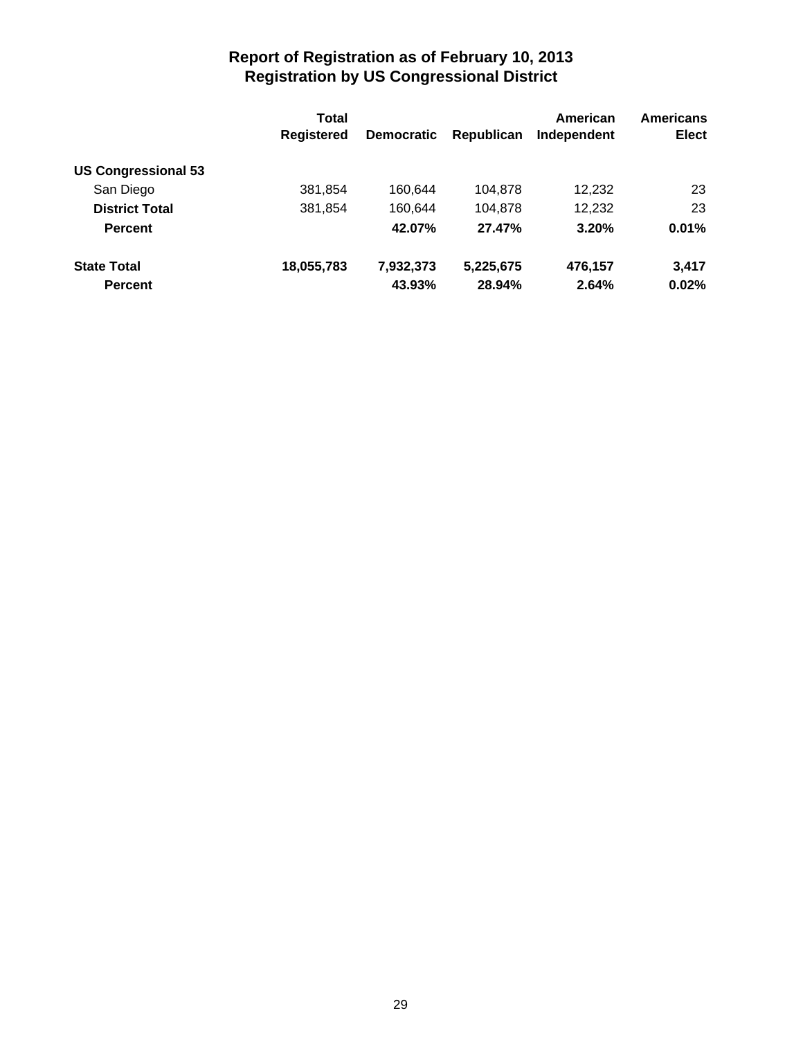# Report of Registration as of February 10, 2013
## Registration by US Congressional District

| | Total Registered | Democratic | Republican | American Independent | Americans Elect |
|---|---|---|---|---|---|
| **US Congressional 53** | | | | | |
| San Diego | 381,854 | 160,644 | 104,878 | 12,232 | 23 |
| **District Total** | 381,854 | 160,644 | 104,878 | 12,232 | 23 |
| **Percent** | | **42.07%** | **27.47%** | **3.20%** | **0.01%** |
| **State Total** | **18,055,783** | **7,932,373** | **5,225,675** | **476,157** | **3,417** |
| **Percent** | | **43.93%** | **28.94%** | **2.64%** | **0.02%** |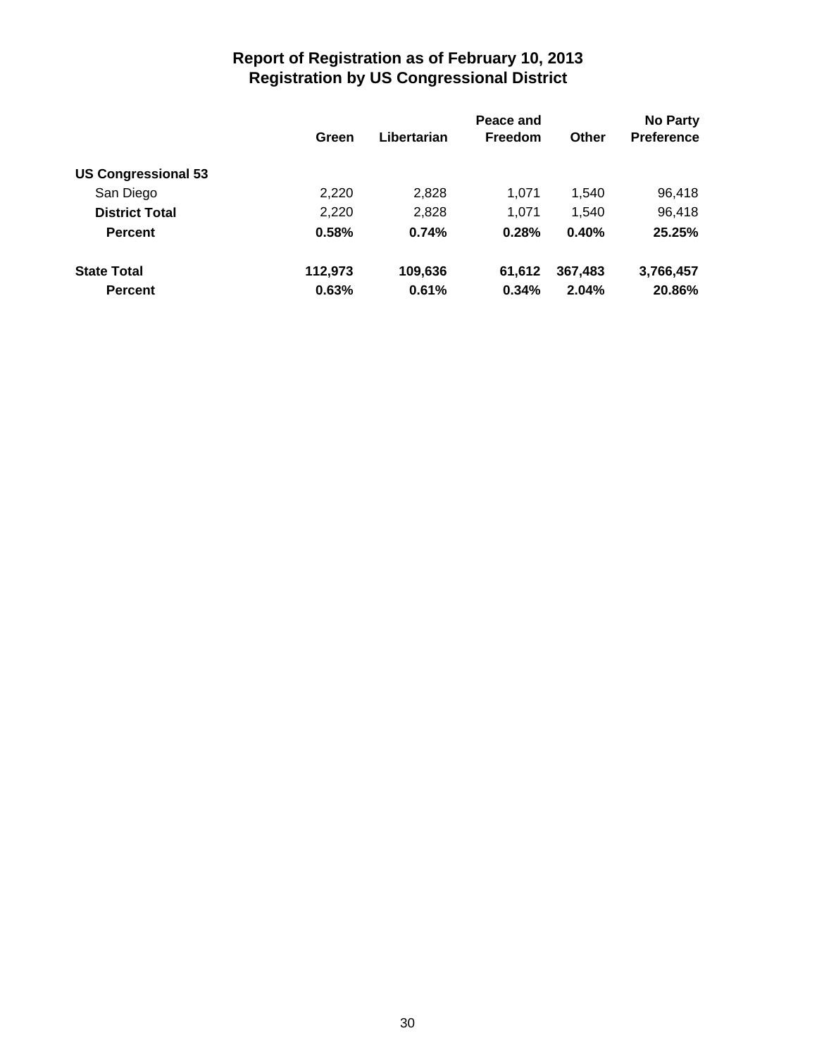# Report of Registration as of February 10, 2013
## Registration by US Congressional District

| | Green | Libertarian | Peace and Freedom | Other | No Party Preference |
|---|---|---|---|---|---|
| **US Congressional 53** | | | | | |
| San Diego | 2,220 | 2,828 | 1,071 | 1,540 | 96,418 |
| **District Total** | 2,220 | 2,828 | 1,071 | 1,540 | 96,418 |
| **Percent** | **0.58%** | **0.74%** | **0.28%** | **0.40%** | **25.25%** |
| **State Total** | **112,973** | **109,636** | **61,612** | **367,483** | **3,766,457** |
| **Percent** | **0.63%** | **0.61%** | **0.34%** | **2.04%** | **20.86%** |